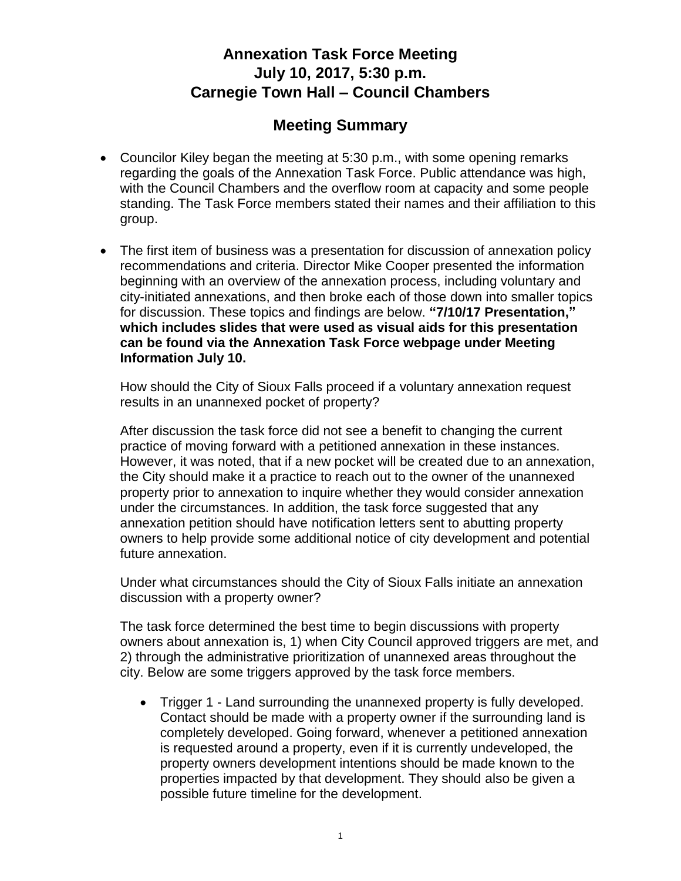# Annexation Task Force Meeting
# July 10, 2017, 5:30 p.m.
# Carnegie Town Hall – Council Chambers

## Meeting Summary

- Councilor Kiley began the meeting at 5:30 p.m., with some opening remarks regarding the goals of the Annexation Task Force. Public attendance was high, with the Council Chambers and the overflow room at capacity and some people standing. The Task Force members stated their names and their affiliation to this group.

- The first item of business was a presentation for discussion of annexation policy recommendations and criteria. Director Mike Cooper presented the information beginning with an overview of the annexation process, including voluntary and city-initiated annexations, and then broke each of those down into smaller topics for discussion. These topics and findings are below. **"7/10/17 Presentation," which includes slides that were used as visual aids for this presentation can be found via the Annexation Task Force webpage under Meeting Information July 10.**

  How should the City of Sioux Falls proceed if a voluntary annexation request results in an unannexed pocket of property?

  After discussion the task force did not see a benefit to changing the current practice of moving forward with a petitioned annexation in these instances. However, it was noted, that if a new pocket will be created due to an annexation, the City should make it a practice to reach out to the owner of the unannexed property prior to annexation to inquire whether they would consider annexation under the circumstances. In addition, the task force suggested that any annexation petition should have notification letters sent to abutting property owners to help provide some additional notice of city development and potential future annexation.

  Under what circumstances should the City of Sioux Falls initiate an annexation discussion with a property owner?

  The task force determined the best time to begin discussions with property owners about annexation is, 1) when City Council approved triggers are met, and 2) through the administrative prioritization of unannexed areas throughout the city. Below are some triggers approved by the task force members.

  - Trigger 1 - Land surrounding the unannexed property is fully developed. Contact should be made with a property owner if the surrounding land is completely developed. Going forward, whenever a petitioned annexation is requested around a property, even if it is currently undeveloped, the property owners development intentions should be made known to the properties impacted by that development. They should also be given a possible future timeline for the development.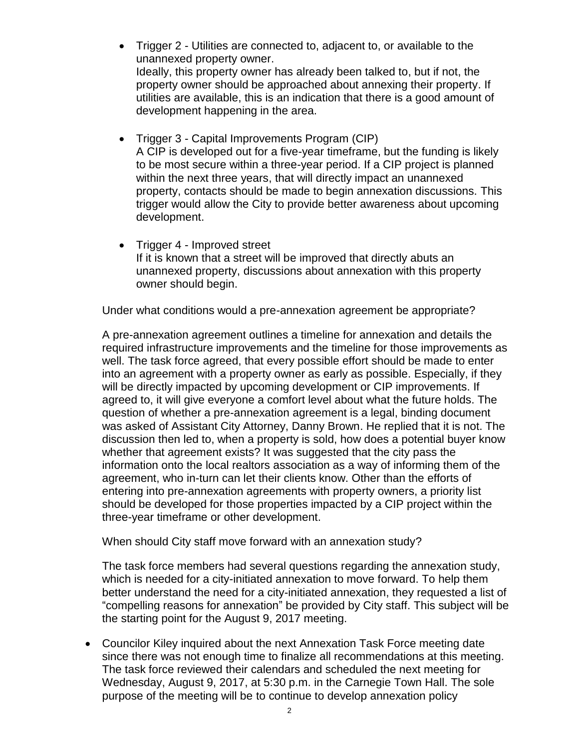- Trigger 2 - Utilities are connected to, adjacent to, or available to the unannexed property owner.
  Ideally, this property owner has already been talked to, but if not, the property owner should be approached about annexing their property. If utilities are available, this is an indication that there is a good amount of development happening in the area.

- Trigger 3 - Capital Improvements Program (CIP)
  A CIP is developed out for a five-year timeframe, but the funding is likely to be most secure within a three-year period. If a CIP project is planned within the next three years, that will directly impact an unannexed property, contacts should be made to begin annexation discussions. This trigger would allow the City to provide better awareness about upcoming development.

- Trigger 4 - Improved street
  If it is known that a street will be improved that directly abuts an unannexed property, discussions about annexation with this property owner should begin.

Under what conditions would a pre-annexation agreement be appropriate?

A pre-annexation agreement outlines a timeline for annexation and details the required infrastructure improvements and the timeline for those improvements as well. The task force agreed, that every possible effort should be made to enter into an agreement with a property owner as early as possible. Especially, if they will be directly impacted by upcoming development or CIP improvements. If agreed to, it will give everyone a comfort level about what the future holds. The question of whether a pre-annexation agreement is a legal, binding document was asked of Assistant City Attorney, Danny Brown. He replied that it is not. The discussion then led to, when a property is sold, how does a potential buyer know whether that agreement exists? It was suggested that the city pass the information onto the local realtors association as a way of informing them of the agreement, who in-turn can let their clients know. Other than the efforts of entering into pre-annexation agreements with property owners, a priority list should be developed for those properties impacted by a CIP project within the three-year timeframe or other development.

When should City staff move forward with an annexation study?

The task force members had several questions regarding the annexation study, which is needed for a city-initiated annexation to move forward. To help them better understand the need for a city-initiated annexation, they requested a list of "compelling reasons for annexation" be provided by City staff. This subject will be the starting point for the August 9, 2017 meeting.

- Councilor Kiley inquired about the next Annexation Task Force meeting date since there was not enough time to finalize all recommendations at this meeting. The task force reviewed their calendars and scheduled the next meeting for Wednesday, August 9, 2017, at 5:30 p.m. in the Carnegie Town Hall. The sole purpose of the meeting will be to continue to develop annexation policy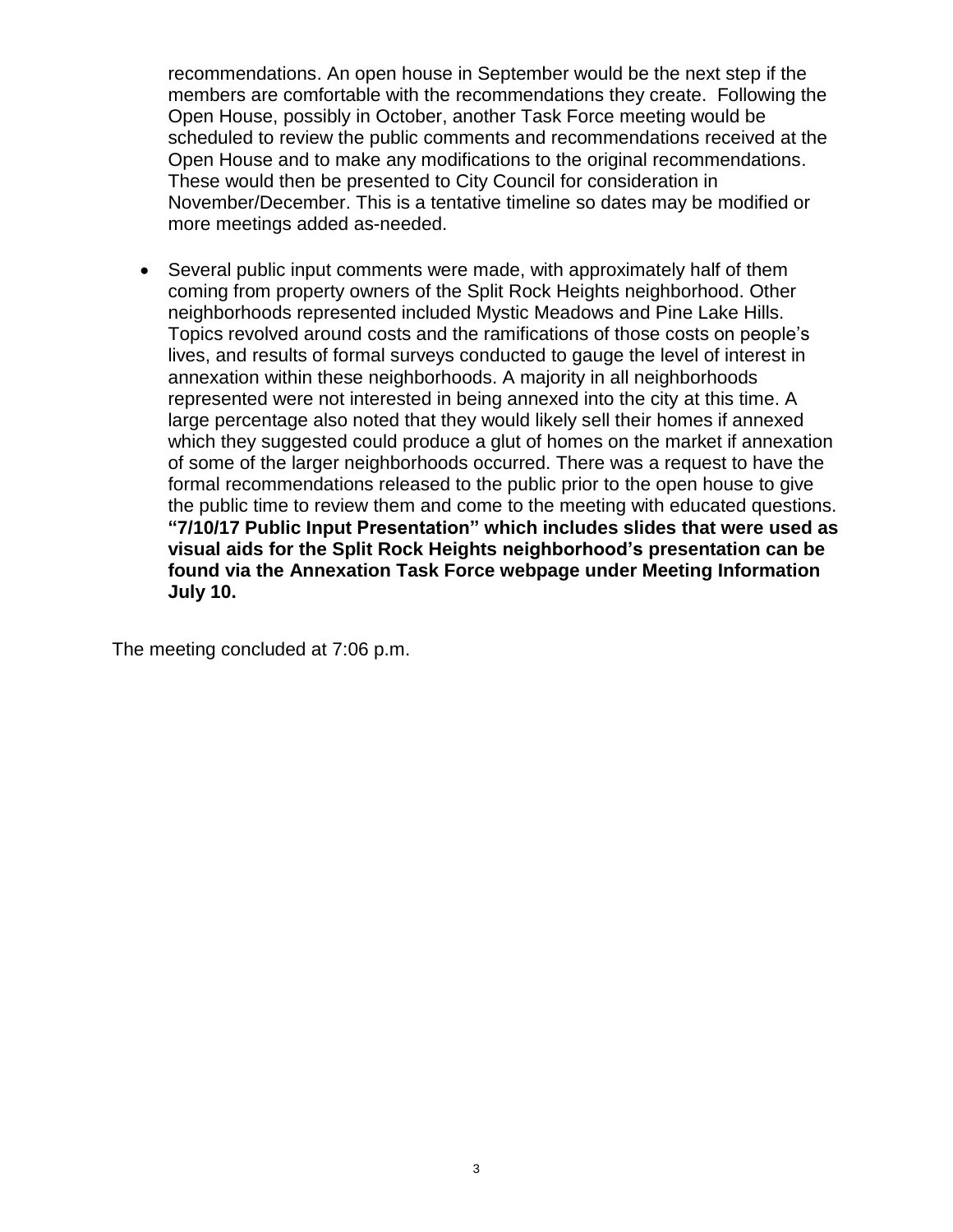recommendations. An open house in September would be the next step if the members are comfortable with the recommendations they create. Following the Open House, possibly in October, another Task Force meeting would be scheduled to review the public comments and recommendations received at the Open House and to make any modifications to the original recommendations. These would then be presented to City Council for consideration in November/December. This is a tentative timeline so dates may be modified or more meetings added as-needed.

- Several public input comments were made, with approximately half of them coming from property owners of the Split Rock Heights neighborhood. Other neighborhoods represented included Mystic Meadows and Pine Lake Hills. Topics revolved around costs and the ramifications of those costs on people's lives, and results of formal surveys conducted to gauge the level of interest in annexation within these neighborhoods. A majority in all neighborhoods represented were not interested in being annexed into the city at this time. A large percentage also noted that they would likely sell their homes if annexed which they suggested could produce a glut of homes on the market if annexation of some of the larger neighborhoods occurred. There was a request to have the formal recommendations released to the public prior to the open house to give the public time to review them and come to the meeting with educated questions. **"7/10/17 Public Input Presentation" which includes slides that were used as visual aids for the Split Rock Heights neighborhood's presentation can be found via the Annexation Task Force webpage under Meeting Information July 10.**

The meeting concluded at 7:06 p.m.